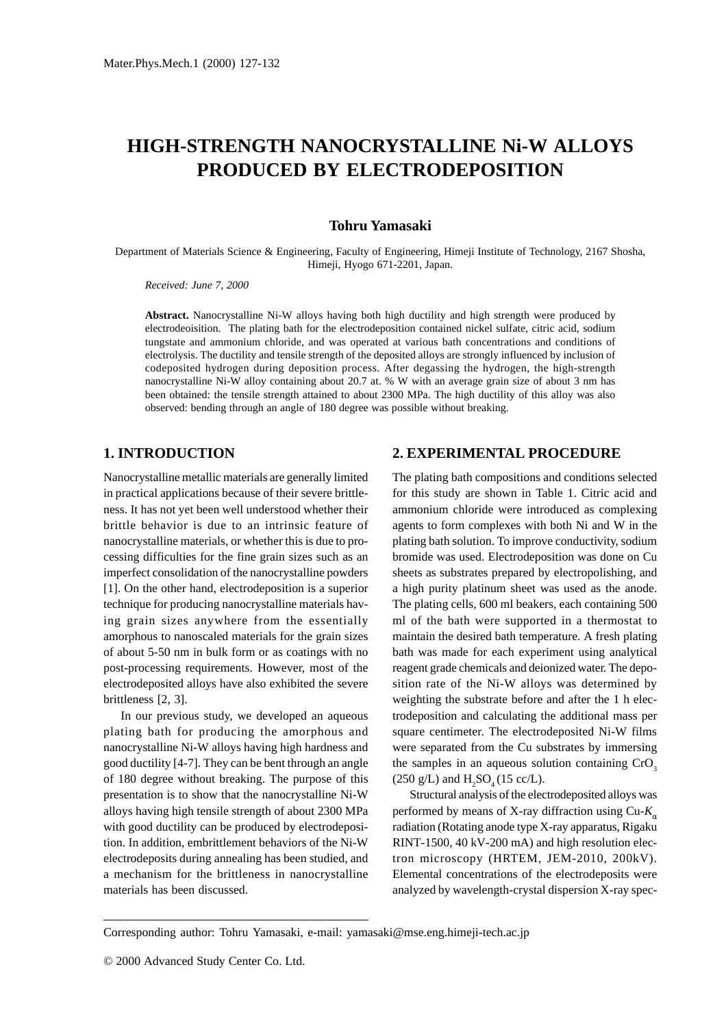# HIGH-STRENGTH NANOCRYSTALLINE Ni-W ALLOYS PRODUCED BY ELECTRODEPOSITION

**Tohru Yamasaki**

Department of Materials Science & Engineering, Faculty of Engineering, Himeji Institute of Technology, 2167 Shosha, Himeji, Hyogo 671-2201, Japan.

*Received: June 7, 2000*

**Abstract.** Nanocrystalline Ni-W alloys having both high ductility and high strength were produced by electrodeoisition. The plating bath for the electrodeposition contained nickel sulfate, citric acid, sodium tungstate and ammonium chloride, and was operated at various bath concentrations and conditions of electrolysis. The ductility and tensile strength of the deposited alloys are strongly influenced by inclusion of codeposited hydrogen during deposition process. After degassing the hydrogen, the high-strength nanocrystalline Ni-W alloy containing about 20.7 at. % W with an average grain size of about 3 nm has been obtained: the tensile strength attained to about 2300 MPa. The high ductility of this alloy was also observed: bending through an angle of 180 degree was possible without breaking.

## 1. INTRODUCTION

Nanocrystalline metallic materials are generally limited in practical applications because of their severe brittleness. It has not yet been well understood whether their brittle behavior is due to an intrinsic feature of nanocrystalline materials, or whether this is due to processing difficulties for the fine grain sizes such as an imperfect consolidation of the nanocrystalline powders [1]. On the other hand, electrodeposition is a superior technique for producing nanocrystalline materials having grain sizes anywhere from the essentially amorphous to nanoscaled materials for the grain sizes of about 5-50 nm in bulk form or as coatings with no post-processing requirements. However, most of the electrodeposited alloys have also exhibited the severe brittleness [2, 3].

In our previous study, we developed an aqueous plating bath for producing the amorphous and nanocrystalline Ni-W alloys having high hardness and good ductility [4-7]. They can be bent through an angle of 180 degree without breaking. The purpose of this presentation is to show that the nanocrystalline Ni-W alloys having high tensile strength of about 2300 MPa with good ductility can be produced by electrodeposition. In addition, embrittlement behaviors of the Ni-W electrodeposits during annealing has been studied, and a mechanism for the brittleness in nanocrystalline materials has been discussed.

## 2. EXPERIMENTAL PROCEDURE

The plating bath compositions and conditions selected for this study are shown in Table 1. Citric acid and ammonium chloride were introduced as complexing agents to form complexes with both Ni and W in the plating bath solution. To improve conductivity, sodium bromide was used. Electrodeposition was done on Cu sheets as substrates prepared by electropolishing, and a high purity platinum sheet was used as the anode. The plating cells, 600 ml beakers, each containing 500 ml of the bath were supported in a thermostat to maintain the desired bath temperature. A fresh plating bath was made for each experiment using analytical reagent grade chemicals and deionized water. The deposition rate of the Ni-W alloys was determined by weighting the substrate before and after the 1 h electrodeposition and calculating the additional mass per square centimeter. The electrodeposited Ni-W films were separated from the Cu substrates by immersing the samples in an aqueous solution containing $CrO_3$ (250 g/L) and $H_2SO_4$ (15 cc/L).

Structural analysis of the electrodeposited alloys was performed by means of X-ray diffraction using Cu-$K_\alpha$ radiation (Rotating anode type X-ray apparatus, Rigaku RINT-1500, 40 kV-200 mA) and high resolution electron microscopy (HRTEM, JEM-2010, 200kV). Elemental concentrations of the electrodeposits were analyzed by wavelength-crystal dispersion X-ray spec-

Corresponding author: Tohru Yamasaki, e-mail: yamasaki@mse.eng.himeji-tech.ac.jp

© 2000 Advanced Study Center Co. Ltd.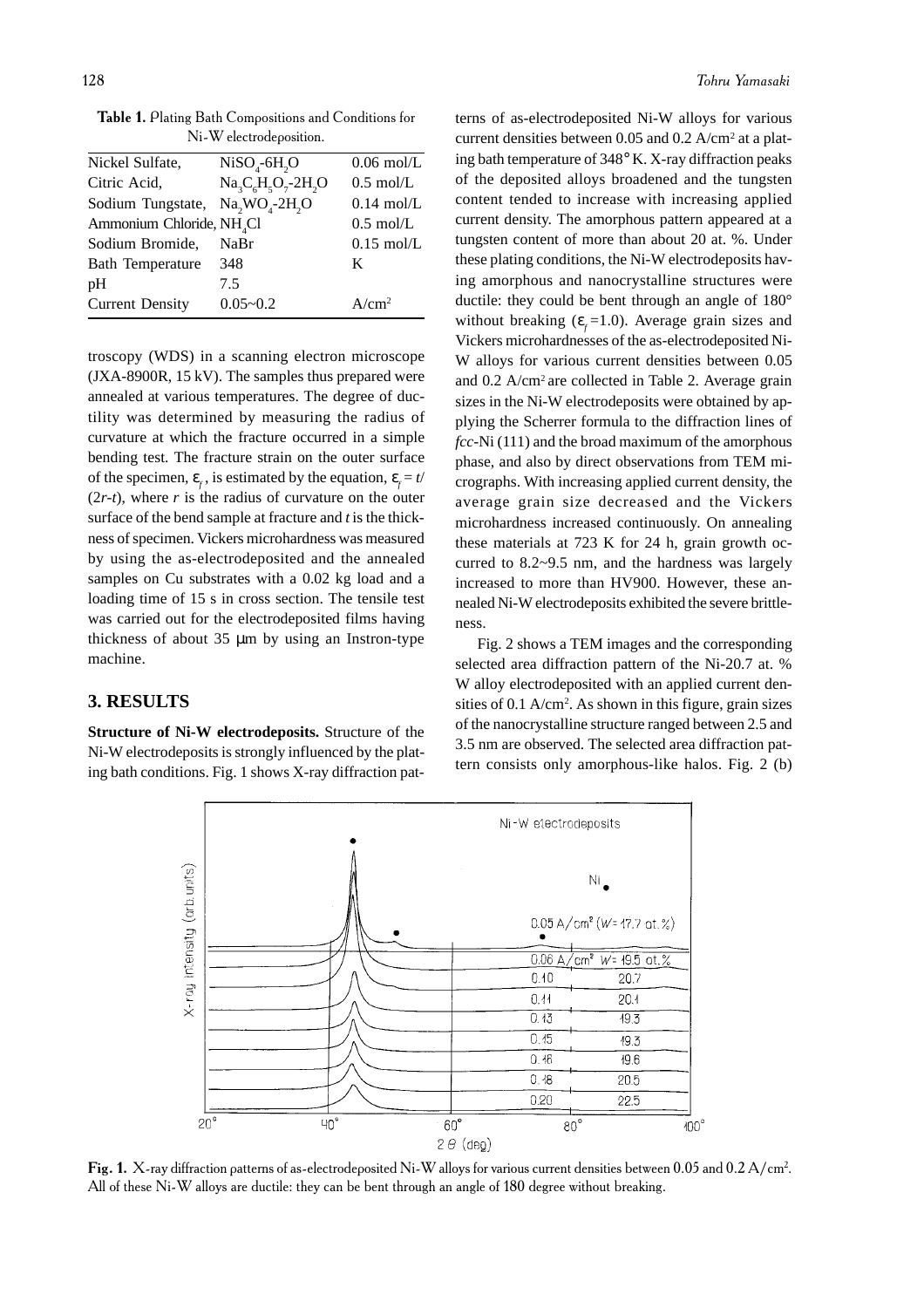**Table 1.** Plating Bath Compositions and Conditions for Ni-W electrodeposition.

| | | |
|---|---|---|
| Nickel Sulfate, | $NiSO_4$-$6H_2O$ | 0.06 mol/L |
| Citric Acid, | $Na_3C_6H_5O_7$-$2H_2O$ | 0.5 mol/L |
| Sodium Tungstate, | $Na_2WO_4$-$2H_2O$ | 0.14 mol/L |
| Ammonium Chloride, | $NH_4Cl$ | 0.5 mol/L |
| Sodium Bromide, | NaBr | 0.15 mol/L |
| Bath Temperature | 348 | K |
| pH | 7.5 | |
| Current Density | 0.05~0.2 | $A/cm^2$ |

troscopy (WDS) in a scanning electron microscope (JXA-8900R, 15 kV). The samples thus prepared were annealed at various temperatures. The degree of ductility was determined by measuring the radius of curvature at which the fracture occurred in a simple bending test. The fracture strain on the outer surface of the specimen, $\varepsilon_f$, is estimated by the equation, $\varepsilon_f = t/(2r-t)$, where $r$ is the radius of curvature on the outer surface of the bend sample at fracture and $t$ is the thickness of specimen. Vickers microhardness was measured by using the as-electrodeposited and the annealed samples on Cu substrates with a 0.02 kg load and a loading time of 15 s in cross section. The tensile test was carried out for the electrodeposited films having thickness of about 35 μm by using an Instron-type machine.

## 3. RESULTS

**Structure of Ni-W electrodeposits.** Structure of the Ni-W electrodeposits is strongly influenced by the plating bath conditions. Fig. 1 shows X-ray diffraction patterns of as-electrodeposited Ni-W alloys for various current densities between 0.05 and 0.2 $A/cm^2$ at a plating bath temperature of 348° K. X-ray diffraction peaks of the deposited alloys broadened and the tungsten content tended to increase with increasing applied current density. The amorphous pattern appeared at a tungsten content of more than about 20 at. %. Under these plating conditions, the Ni-W electrodeposits having amorphous and nanocrystalline structures were ductile: they could be bent through an angle of 180° without breaking ($\varepsilon_f$=1.0). Average grain sizes and Vickers microhardnesses of the as-electrodeposited Ni-W alloys for various current densities between 0.05 and 0.2 $A/cm^2$ are collected in Table 2. Average grain sizes in the Ni-W electrodeposits were obtained by applying the Scherrer formula to the diffraction lines of *fcc*-Ni (111) and the broad maximum of the amorphous phase, and also by direct observations from TEM micrographs. With increasing applied current density, the average grain size decreased and the Vickers microhardness increased continuously. On annealing these materials at 723 K for 24 h, grain growth occurred to 8.2~9.5 nm, and the hardness was largely increased to more than HV900. However, these annealed Ni-W electrodeposits exhibited the severe brittleness.

Fig. 2 shows a TEM images and the corresponding selected area diffraction pattern of the Ni-20.7 at. % W alloy electrodeposited with an applied current densities of 0.1 $A/cm^2$. As shown in this figure, grain sizes of the nanocrystalline structure ranged between 2.5 and 3.5 nm are observed. The selected area diffraction pattern consists only amorphous-like halos. Fig. 2 (b)

**Fig. 1.** X-ray diffraction patterns of as-electrodeposited Ni-W alloys for various current densities between 0.05 and 0.2 $A/cm^2$. All of these Ni-W alloys are ductile: they can be bent through an angle of 180 degree without breaking.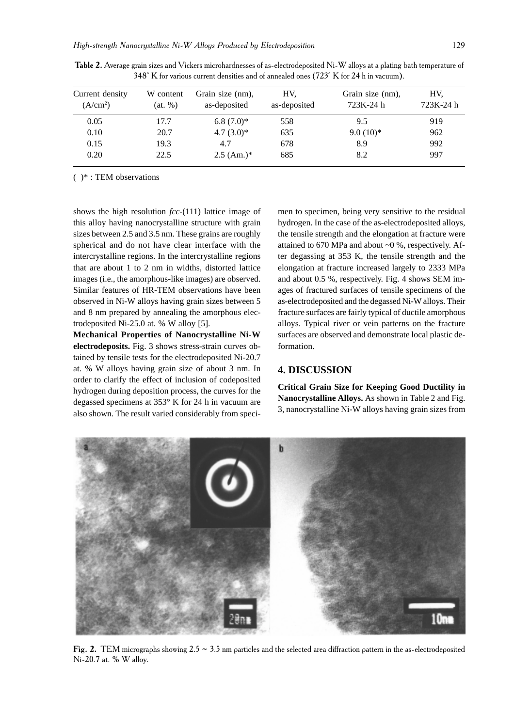**Table 2.** Average grain sizes and Vickers microhardnesses of as-electrodeposited Ni-W alloys at a plating bath temperature of 348° K for various current densities and of annealed ones (723° K for 24 h in vacuum).

| Current density ($A/cm^2$) | W content (at. %) | Grain size (nm), as-deposited | HV, as-deposited | Grain size (nm), 723K-24 h | HV, 723K-24 h |
|---|---|---|---|---|---|
| 0.05 | 17.7 | 6.8 (7.0)* | 558 | 9.5 | 919 |
| 0.10 | 20.7 | 4.7 (3.0)* | 635 | 9.0 (10)* | 962 |
| 0.15 | 19.3 | 4.7 | 678 | 8.9 | 992 |
| 0.20 | 22.5 | 2.5 (Am.)* | 685 | 8.2 | 997 |

( )* : TEM observations

shows the high resolution *fcc*-(111) lattice image of this alloy having nanocrystalline structure with grain sizes between 2.5 and 3.5 nm. These grains are roughly spherical and do not have clear interface with the intercrystalline regions. In the intercrystalline regions that are about 1 to 2 nm in widths, distorted lattice images (i.e., the amorphous-like images) are observed. Similar features of HR-TEM observations have been observed in Ni-W alloys having grain sizes between 5 and 8 nm prepared by annealing the amorphous electrodeposited Ni-25.0 at. % W alloy [5].

**Mechanical Properties of Nanocrystalline Ni-W electrodeposits.** Fig. 3 shows stress-strain curves obtained by tensile tests for the electrodeposited Ni-20.7 at. % W alloys having grain size of about 3 nm. In order to clarify the effect of inclusion of codeposited hydrogen during deposition process, the curves for the degassed specimens at 353° K for 24 h in vacuum are also shown. The result varied considerably from specimen to specimen, being very sensitive to the residual hydrogen. In the case of the as-electrodeposited alloys, the tensile strength and the elongation at fracture were attained to 670 MPa and about ~0 %, respectively. After degassing at 353 K, the tensile strength and the elongation at fracture increased largely to 2333 MPa and about 0.5 %, respectively. Fig. 4 shows SEM images of fractured surfaces of tensile specimens of the as-electrodeposited and the degassed Ni-W alloys. Their fracture surfaces are fairly typical of ductile amorphous alloys. Typical river or vein patterns on the fracture surfaces are observed and demonstrate local plastic deformation.

## 4. DISCUSSION

**Critical Grain Size for Keeping Good Ductility in Nanocrystalline Alloys.** As shown in Table 2 and Fig. 3, nanocrystalline Ni-W alloys having grain sizes from

**Fig. 2.** TEM micrographs showing 2.5 ~ 3.5 nm particles and the selected area diffraction pattern in the as-electrodeposited Ni-20.7 at. % W alloy.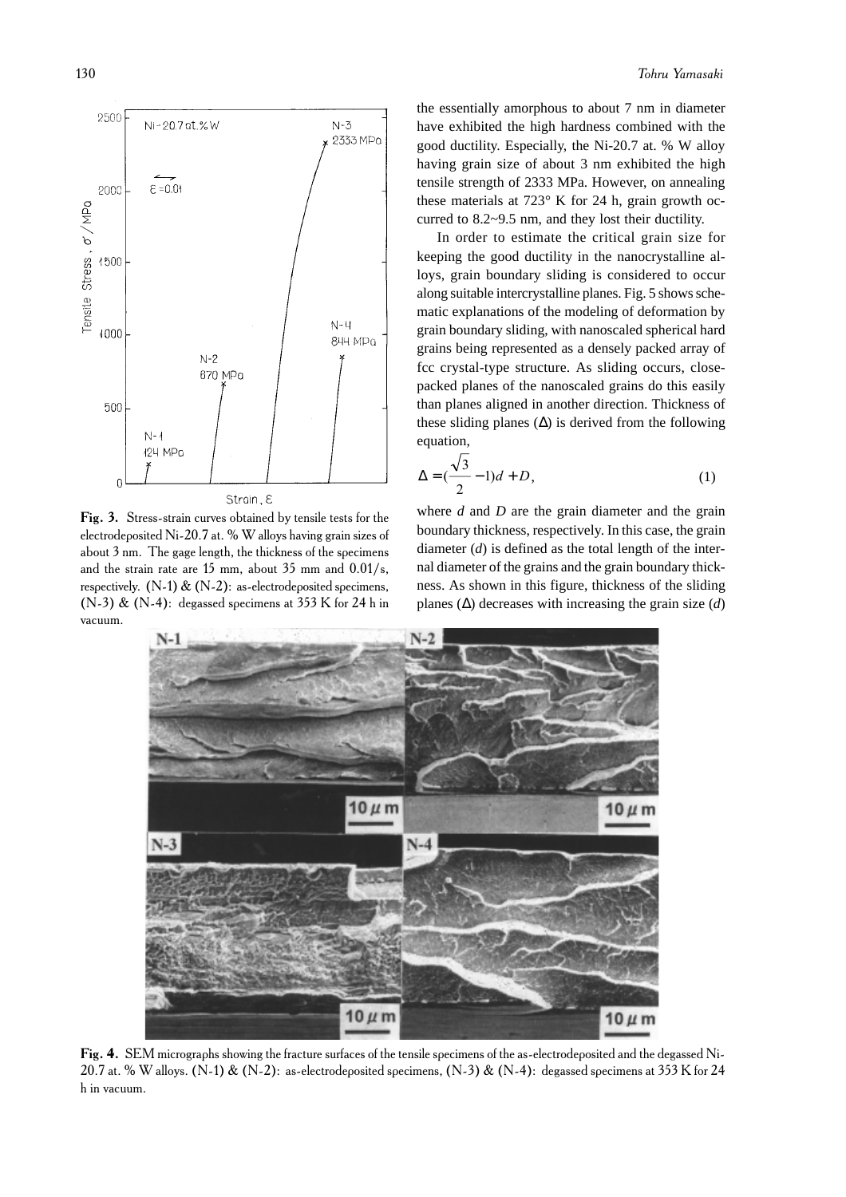Fig. 3. Stress-strain curves obtained by tensile tests for the electrodeposited Ni-20.7 at. % W alloys having grain sizes of about 3 nm. The gage length, the thickness of the specimens and the strain rate are 15 mm, about 35 mm and 0.01/s, respectively. (N-1) & (N-2): as-electrodeposited specimens, (N-3) & (N-4): degassed specimens at 353 K for 24 h in vacuum.

the essentially amorphous to about 7 nm in diameter have exhibited the high hardness combined with the good ductility. Especially, the Ni-20.7 at. % W alloy having grain size of about 3 nm exhibited the high tensile strength of 2333 MPa. However, on annealing these materials at 723° K for 24 h, grain growth occurred to 8.2~9.5 nm, and they lost their ductility.

In order to estimate the critical grain size for keeping the good ductility in the nanocrystalline alloys, grain boundary sliding is considered to occur along suitable intercrystalline planes. Fig. 5 shows schematic explanations of the modeling of deformation by grain boundary sliding, with nanoscaled spherical hard grains being represented as a densely packed array of fcc crystal-type structure. As sliding occurs, close-packed planes of the nanoscaled grains do this easily than planes aligned in another direction. Thickness of these sliding planes ($\Delta$) is derived from the following equation,

$$\Delta = (\frac{\sqrt{3}}{2} - 1)d + D, \tag{1}$$

where $d$ and $D$ are the grain diameter and the grain boundary thickness, respectively. In this case, the grain diameter ($d$) is defined as the total length of the internal diameter of the grains and the grain boundary thickness. As shown in this figure, thickness of the sliding planes ($\Delta$) decreases with increasing the grain size ($d$)

Fig. 4. SEM micrographs showing the fracture surfaces of the tensile specimens of the as-electrodeposited and the degassed Ni-20.7 at. % W alloys. (N-1) & (N-2): as-electrodeposited specimens, (N-3) & (N-4): degassed specimens at 353 K for 24 h in vacuum.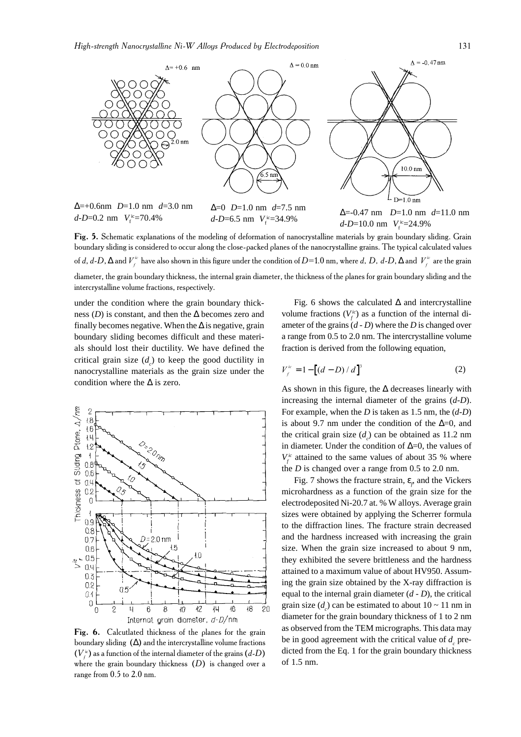Δ=+0.6nm $D$=1.0 nm $d$=3.0 nm $d$-$D$=0.2 nm $V_f^{ic}$=70.4%

Δ=0 $D$=1.0 nm $d$=7.5 nm $d$-$D$=6.5 nm $V_f^{ic}$=34.9%

Δ=-0.47 nm $D$=1.0 nm $d$=11.0 nm $d$-$D$=10.0 nm $V_f^{ic}$=24.9%

**Fig. 5.** Schematic explanations of the modeling of deformation of nanocrystalline materials by grain boundary sliding. Grain boundary sliding is considered to occur along the close-packed planes of the nanocrystalline grains. The typical calculated values of $d$, $d$-$D$, Δ and $V_f^{ic}$ have also shown in this figure under the condition of $D$=1.0 nm, where $d$, $D$, $d$-$D$, Δ and $V_f^{ic}$ are the grain diameter, the grain boundary thickness, the internal grain diameter, the thickness of the planes for grain boundary sliding and the intercrystalline volume fractions, respectively.

under the condition where the grain boundary thickness ($D$) is constant, and then the Δ becomes zero and finally becomes negative. When the Δ is negative, grain boundary sliding becomes difficult and these materials should lost their ductility. We have defined the critical grain size ($d_c$) to keep the good ductility in nanocrystalline materials as the grain size under the condition where the Δ is zero.

**Fig. 6.** Calcutlated thickness of the planes for the grain boundary sliding (Δ) and the intercrystalline volume fractions ($V_f^{ic}$) as a function of the internal diameter of the grains ($d$-$D$) where the grain boundary thickness ($D$) is changed over a range from 0.5 to 2.0 nm.

Fig. 6 shows the calculated Δ and intercrystalline volume fractions ($V_f^{ic}$) as a function of the internal diameter of the grains ($d$ - $D$) where the $D$ is changed over a range from 0.5 to 2.0 nm. The intercrystalline volume fraction is derived from the following equation,

$$V_f^{ic} = 1 - \left[(d - D)/d\right]^3 \quad (2)$$

As shown in this figure, the Δ decreases linearly with increasing the internal diameter of the grains ($d$-$D$). For example, when the $D$ is taken as 1.5 nm, the ($d$-$D$) is about 9.7 nm under the condition of the Δ=0, and the critical grain size ($d_c$) can be obtained as 11.2 nm in diameter. Under the condition of Δ=0, the values of $V_f^{ic}$ attained to the same values of about 35 % where the $D$ is changed over a range from 0.5 to 2.0 nm.

Fig. 7 shows the fracture strain, $\varepsilon_f$, and the Vickers microhardness as a function of the grain size for the electrodeposited Ni-20.7 at. % W alloys. Average grain sizes were obtained by applying the Scherrer formula to the diffraction lines. The fracture strain decreased and the hardness increased with increasing the grain size. When the grain size increased to about 9 nm, they exhibited the severe brittleness and the hardness attained to a maximum value of about HV950. Assuming the grain size obtained by the X-ray diffraction is equal to the internal grain diameter ($d$ - $D$), the critical grain size ($d_c$) can be estimated to about 10 ~ 11 nm in diameter for the grain boundary thickness of 1 to 2 nm as observed from the TEM micrographs. This data may be in good agreement with the critical value of $d_c$ predicted from the Eq. 1 for the grain boundary thickness of 1.5 nm.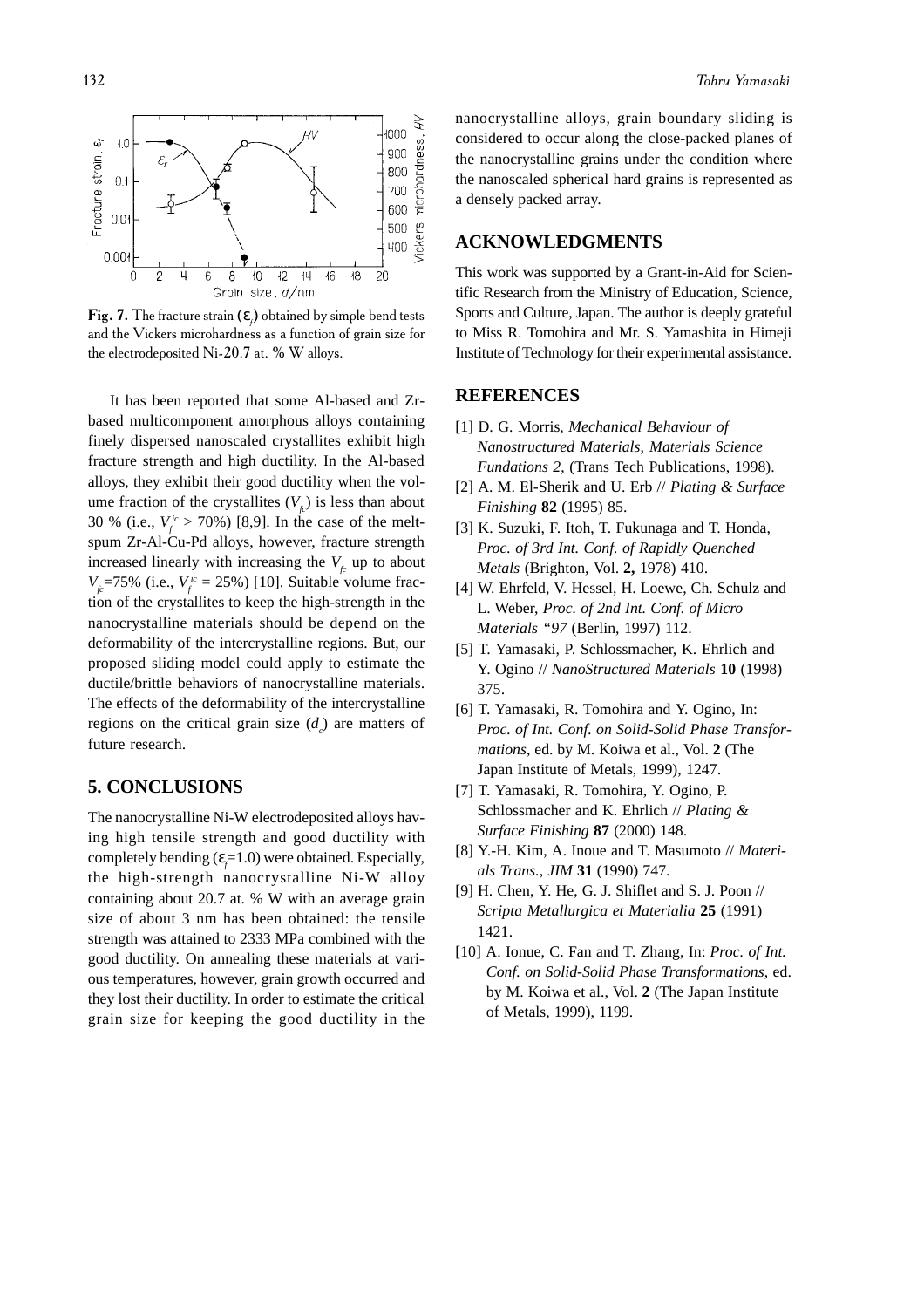Fracture strain, $\varepsilon_f$

1.0

0.1

0.01

0.001

$\varepsilon_f$

$HV$

Vickers microhardness, $HV$

1000

900

800

700

600

500

400

0 2 4 6 8 10 12 14 16 18 20

Grain size, $d$/nm

**Fig. 7.** The fracture strain ($\varepsilon_f$) obtained by simple bend tests and the Vickers microhardness as a function of grain size for the electrodeposited Ni-20.7 at. % W alloys.

It has been reported that some Al-based and Zr-based multicomponent amorphous alloys containing finely dispersed nanoscaled crystallites exhibit high fracture strength and high ductility. In the Al-based alloys, they exhibit their good ductility when the volume fraction of the crystallites ($V_{fc}$) is less than about 30 % (i.e., $V_f^{ic}$ > 70%) [8,9]. In the case of the melt-spum Zr-Al-Cu-Pd alloys, however, fracture strength increased linearly with increasing the $V_{fc}$ up to about $V_{fc}$=75% (i.e., $V_f^{ic}$ = 25%) [10]. Suitable volume fraction of the crystallites to keep the high-strength in the nanocrystalline materials should be depend on the deformability of the intercrystalline regions. But, our proposed sliding model could apply to estimate the ductile/brittle behaviors of nanocrystalline materials. The effects of the deformability of the intercrystalline regions on the critical grain size ($d_c$) are matters of future research.

## 5. CONCLUSIONS

The nanocrystalline Ni-W electrodeposited alloys having high tensile strength and good ductility with completely bending ($\varepsilon_f$=1.0) were obtained. Especially, the high-strength nanocrystalline Ni-W alloy containing about 20.7 at. % W with an average grain size of about 3 nm has been obtained: the tensile strength was attained to 2333 MPa combined with the good ductility. On annealing these materials at various temperatures, however, grain growth occurred and they lost their ductility. In order to estimate the critical grain size for keeping the good ductility in the nanocrystalline alloys, grain boundary sliding is considered to occur along the close-packed planes of the nanocrystalline grains under the condition where the nanoscaled spherical hard grains is represented as a densely packed array.

## ACKNOWLEDGMENTS

This work was supported by a Grant-in-Aid for Scientific Research from the Ministry of Education, Science, Sports and Culture, Japan. The author is deeply grateful to Miss R. Tomohira and Mr. S. Yamashita in Himeji Institute of Technology for their experimental assistance.

## REFERENCES

[1] D. G. Morris, *Mechanical Behaviour of Nanostructured Materials, Materials Science Fundations 2*, (Trans Tech Publications, 1998).

[2] A. M. El-Sherik and U. Erb // *Plating & Surface Finishing* **82** (1995) 85.

[3] K. Suzuki, F. Itoh, T. Fukunaga and T. Honda, *Proc. of 3rd Int. Conf. of Rapidly Quenched Metals* (Brighton, Vol. **2,** 1978) 410.

[4] W. Ehrfeld, V. Hessel, H. Loewe, Ch. Schulz and L. Weber, *Proc. of 2nd Int. Conf. of Micro Materials "97* (Berlin, 1997) 112.

[5] T. Yamasaki, P. Schlossmacher, K. Ehrlich and Y. Ogino // *NanoStructured Materials* **10** (1998) 375.

[6] T. Yamasaki, R. Tomohira and Y. Ogino, In: *Proc. of Int. Conf. on Solid-Solid Phase Transformations*, ed. by M. Koiwa et al., Vol. **2** (The Japan Institute of Metals, 1999), 1247.

[7] T. Yamasaki, R. Tomohira, Y. Ogino, P. Schlossmacher and K. Ehrlich // *Plating & Surface Finishing* **87** (2000) 148.

[8] Y.-H. Kim, A. Inoue and T. Masumoto // *Materials Trans., JIM* **31** (1990) 747.

[9] H. Chen, Y. He, G. J. Shiflet and S. J. Poon // *Scripta Metallurgica et Materialia* **25** (1991) 1421.

[10] A. Ionue, C. Fan and T. Zhang, In: *Proc. of Int. Conf. on Solid-Solid Phase Transformations*, ed. by M. Koiwa et al., Vol. **2** (The Japan Institute of Metals, 1999), 1199.